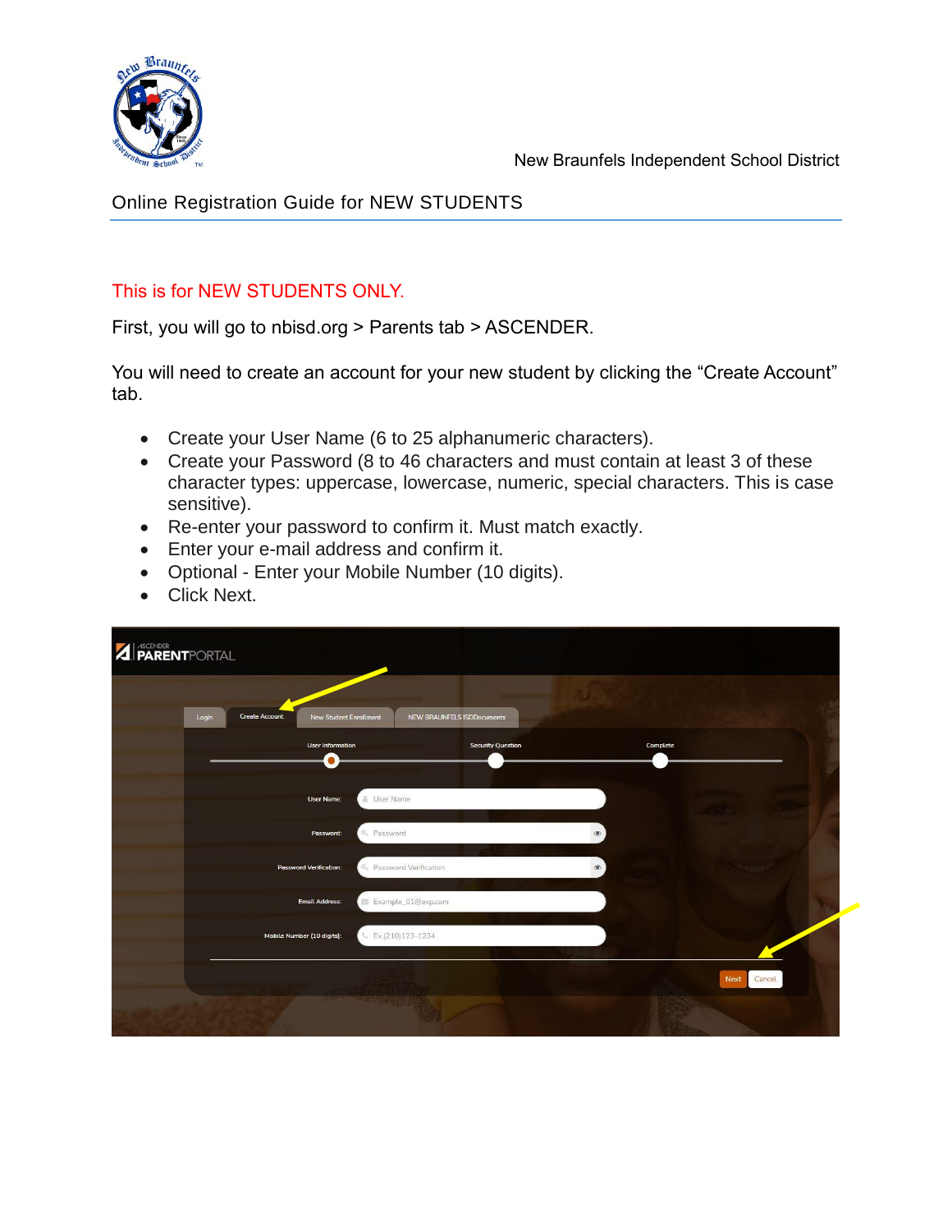New Braunfels Independent School District

# Online Registration Guide for NEW STUDENTS

This is for NEW STUDENTS ONLY.

First, you will go to nbisd.org > Parents tab > ASCENDER.

You will need to create an account for your new student by clicking the "Create Account" tab.

- Create your User Name (6 to 25 alphanumeric characters).
- Create your Password (8 to 46 characters and must contain at least 3 of these character types: uppercase, lowercase, numeric, special characters. This is case sensitive).
- Re-enter your password to confirm it. Must match exactly.
- Enter your e-mail address and confirm it.
- Optional - Enter your Mobile Number (10 digits).
- Click Next.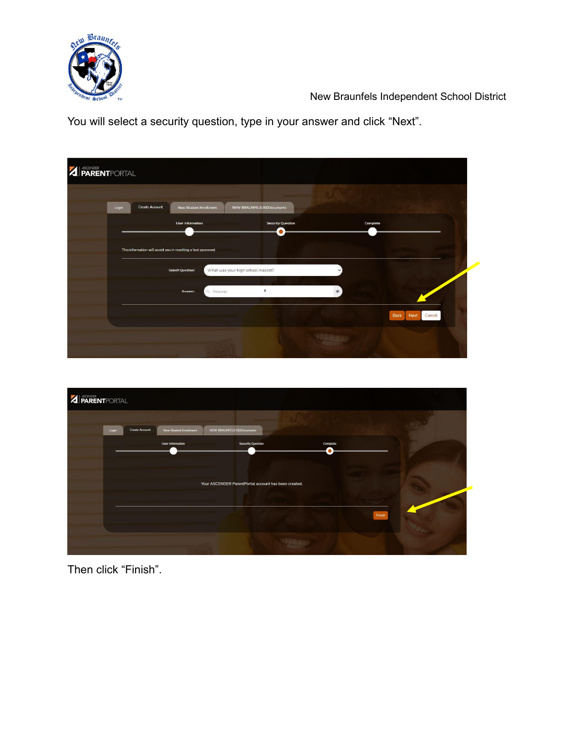New Braunfels Independent School District

You will select a security question, type in your answer and click “Next”.

Then click “Finish”.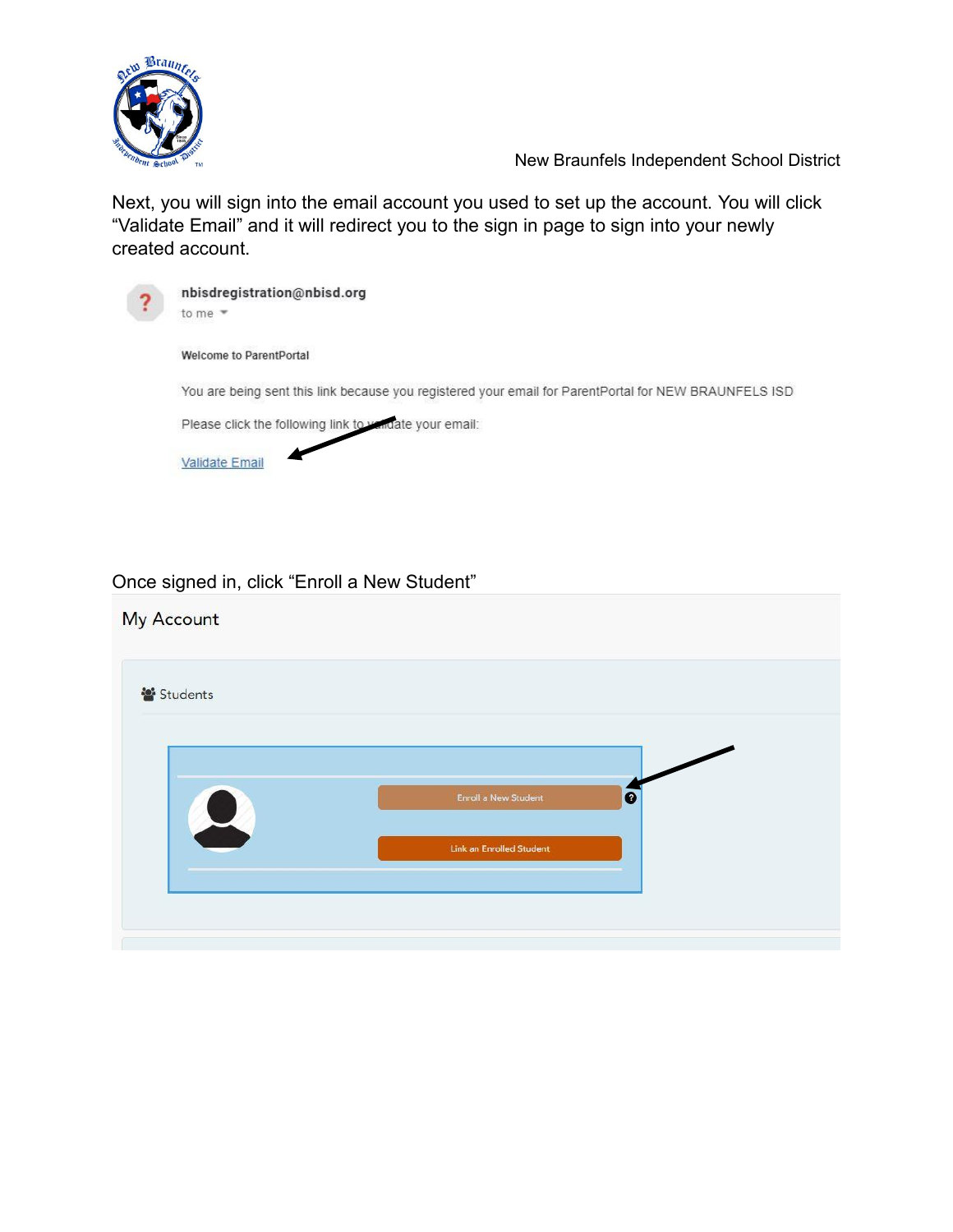Next, you will sign into the email account you used to set up the account. You will click "Validate Email" and it will redirect you to the sign in page to sign into your newly created account.

nbisdregistration@nbisd.org

to me

Welcome to ParentPortal

You are being sent this link because you registered your email for ParentPortal for NEW BRAUNFELS ISD

Please click the following link to validate your email:

Validate Email

Once signed in, click "Enroll a New Student"

My Account

Students

Enroll a New Student

Link an Enrolled Student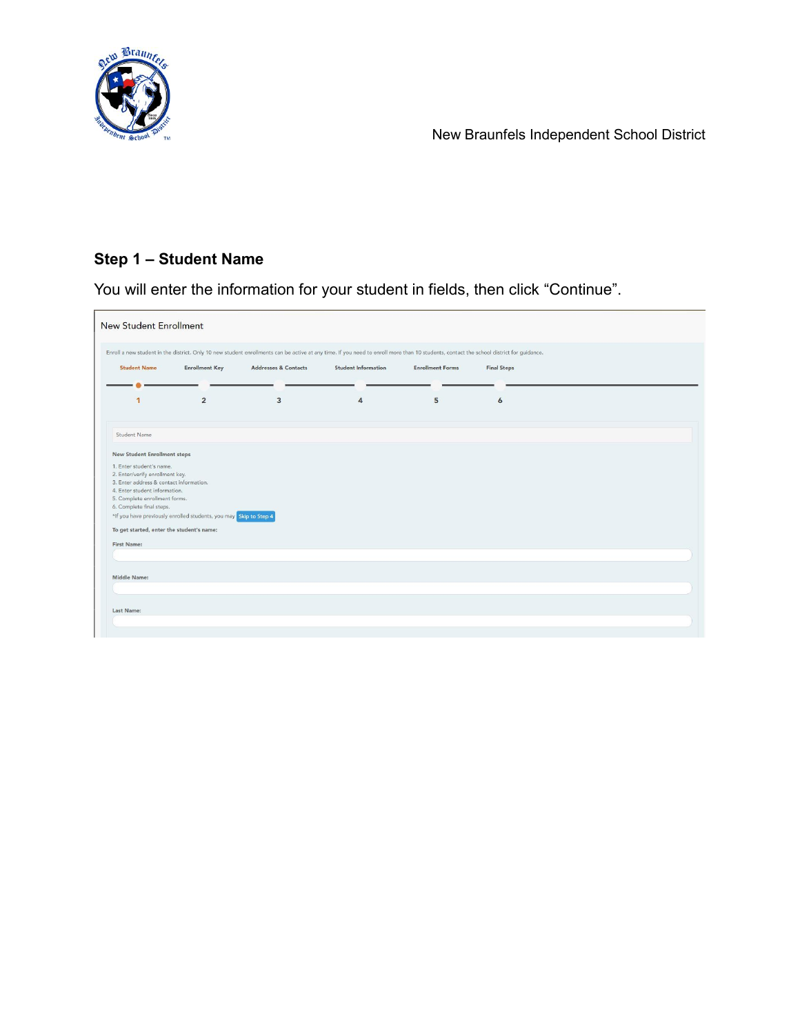### Step 1 – Student Name

You will enter the information for your student in fields, then click "Continue".

New Student Enrollment

Enroll a new student in the district. Only 10 new student enrollments can be active at any time. If you need to enroll more than 10 students, contact the school district for guidance.

Student Name | Enrollment Key | Addresses & Contacts | Student Information | Enrollment Forms | Final Steps

1 2 3 4 5 6

Student Name

**New Student Enrollment steps**

1. Enter student's name.
2. Enter/verify enrollment key.
3. Enter address & contact information.
4. Enter student information.
5. Complete enrollment forms.
6. Complete final steps.

*If you have previously enrolled students, you may Skip to Step 4

**To get started, enter the student's name:**

**First Name:**

**Middle Name:**

**Last Name:**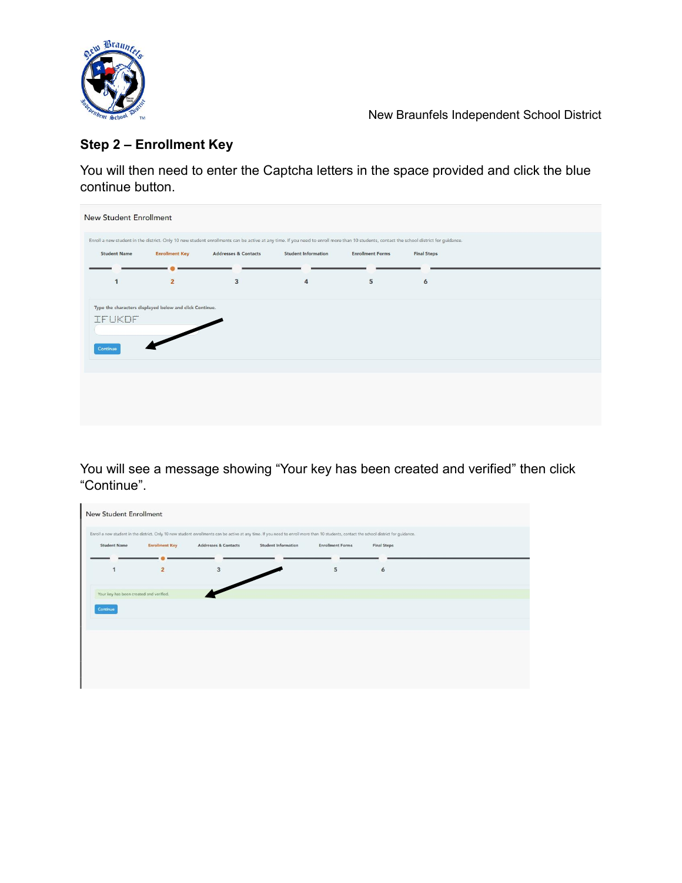## Step 2 – Enrollment Key

You will then need to enter the Captcha letters in the space provided and click the blue continue button.

New Student Enrollment

Enroll a new student in the district. Only 10 new student enrollments can be active at any time. If you need to enroll more than 10 students, contact the school district for guidance.

Student Name | Enrollment Key | Addresses & Contacts | Student Information | Enrollment Forms | Final Steps

1 2 3 4 5 6

Type the characters displayed below and click Continue.

IFUKDF

Continue

You will see a message showing “Your key has been created and verified” then click “Continue”.

New Student Enrollment

Enroll a new student in the district. Only 10 new student enrollments can be active at any time. If you need to enroll more than 10 students, contact the school district for guidance.

Student Name | Enrollment Key | Addresses & Contacts | Student Information | Enrollment Forms | Final Steps

1 2 3 5 6

Your key has been created and verified.

Continue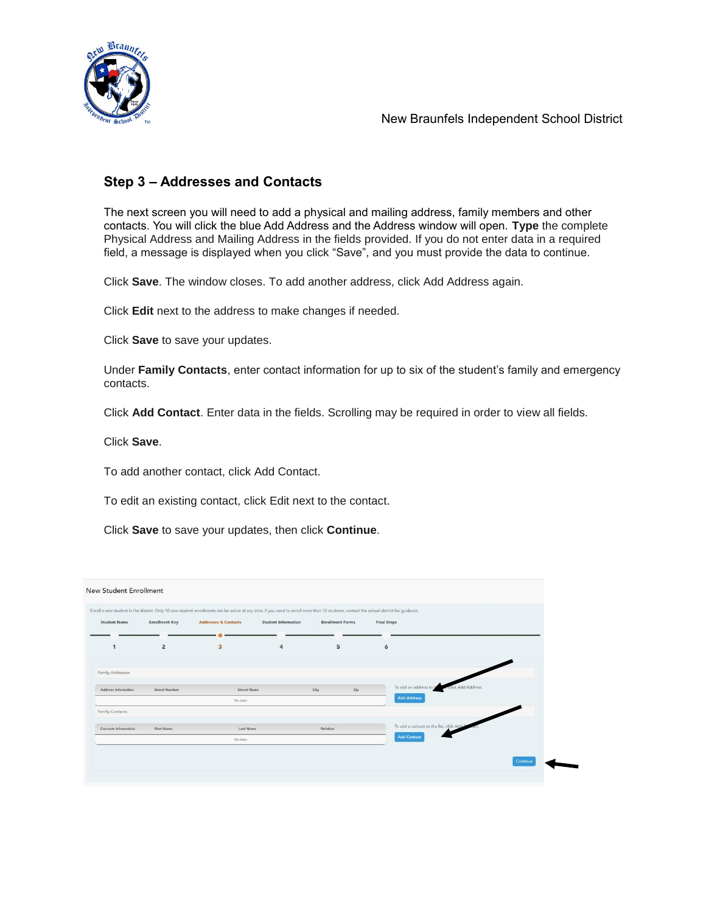## Step 3 – Addresses and Contacts

The next screen you will need to add a physical and mailing address, family members and other contacts. You will click the blue Add Address and the Address window will open. **Type** the complete Physical Address and Mailing Address in the fields provided. If you do not enter data in a required field, a message is displayed when you click "Save", and you must provide the data to continue.

Click **Save**. The window closes. To add another address, click Add Address again.

Click **Edit** next to the address to make changes if needed.

Click **Save** to save your updates.

Under **Family Contacts**, enter contact information for up to six of the student's family and emergency contacts.

Click **Add Contact**. Enter data in the fields. Scrolling may be required in order to view all fields.

Click **Save**.

To add another contact, click Add Contact.

To edit an existing contact, click Edit next to the contact.

Click **Save** to save your updates, then click **Continue**.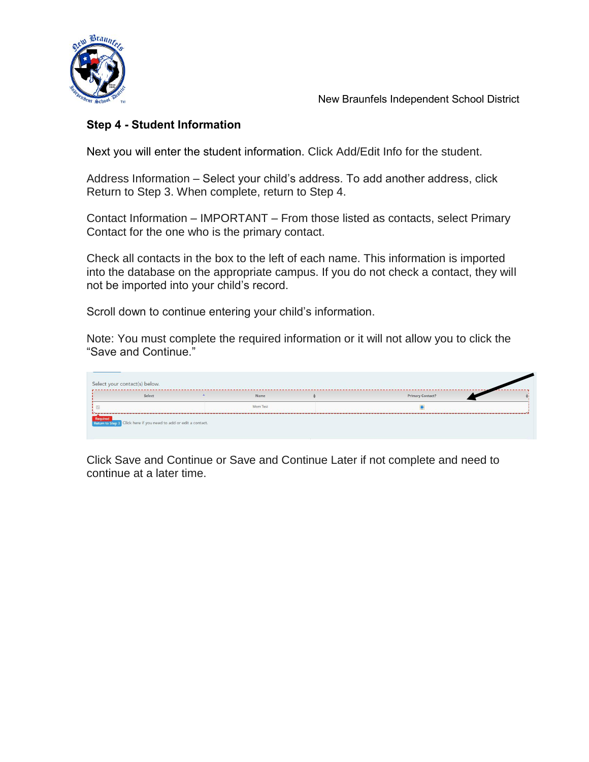### Step 4 - Student Information

Next you will enter the student information. Click Add/Edit Info for the student.

Address Information – Select your child's address. To add another address, click Return to Step 3. When complete, return to Step 4.

Contact Information – IMPORTANT – From those listed as contacts, select Primary Contact for the one who is the primary contact.

Check all contacts in the box to the left of each name. This information is imported into the database on the appropriate campus. If you do not check a contact, they will not be imported into your child's record.

Scroll down to continue entering your child's information.

Note: You must complete the required information or it will not allow you to click the "Save and Continue."

Click Save and Continue or Save and Continue Later if not complete and need to continue at a later time.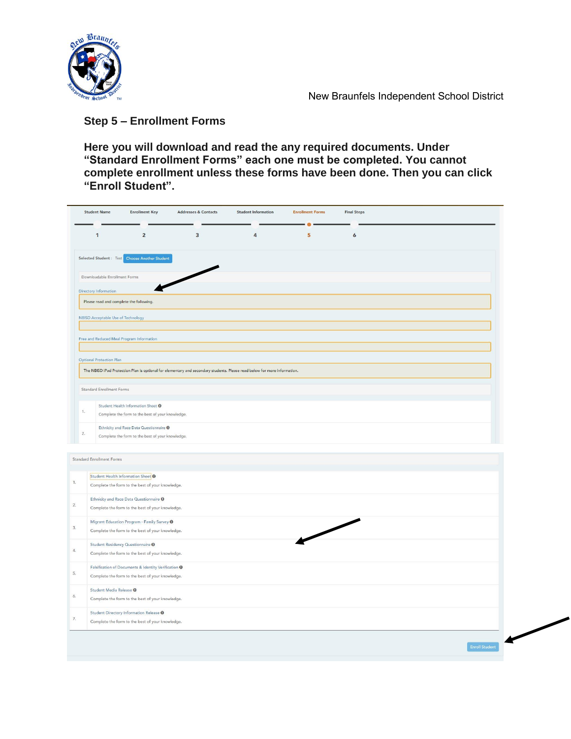New Braunfels Independent School District

## Step 5 – Enrollment Forms

**Here you will download and read the any required documents. Under "Standard Enrollment Forms" each one must be completed. You cannot complete enrollment unless these forms have been done. Then you can click "Enroll Student".**

Student Name | Enrollment Key | Addresses & Contacts | Student Information | Enrollment Forms | Final Steps

1 | 2 | 3 | 4 | 5 | 6

Selected Student : Test | Choose Another Student

Downloadable Enrollment Forms

Directory Information

Please read and complete the following.

NBISD Acceptable Use of Technology

Free and Reduced Meal Program Information

Optional Protection Plan

The NBISD iPad Protection Plan is optional for elementary and secondary students. Please read below for more information.

Standard Enrollment Forms

1. Student Health Information Sheet
   Complete the form to the best of your knowledge.
2. Ethnicity and Race Data Questionnaire
   Complete the form to the best of your knowledge.

Standard Enrollment Forms

1. Student Health Information Sheet
   Complete the form to the best of your knowledge.
2. Ethnicity and Race Data Questionnaire
   Complete the form to the best of your knowledge.
3. Migrant Education Program - Family Survey
   Complete the form to the best of your knowledge.
4. Student Residency Questionnaire
   Complete the form to the best of your knowledge.
5. Falsification of Documents & Identity Verification
   Complete the form to the best of your knowledge.
6. Student Media Release
   Complete the form to the best of your knowledge.
7. Student Directory Information Release
   Complete the form to the best of your knowledge.

Enroll Student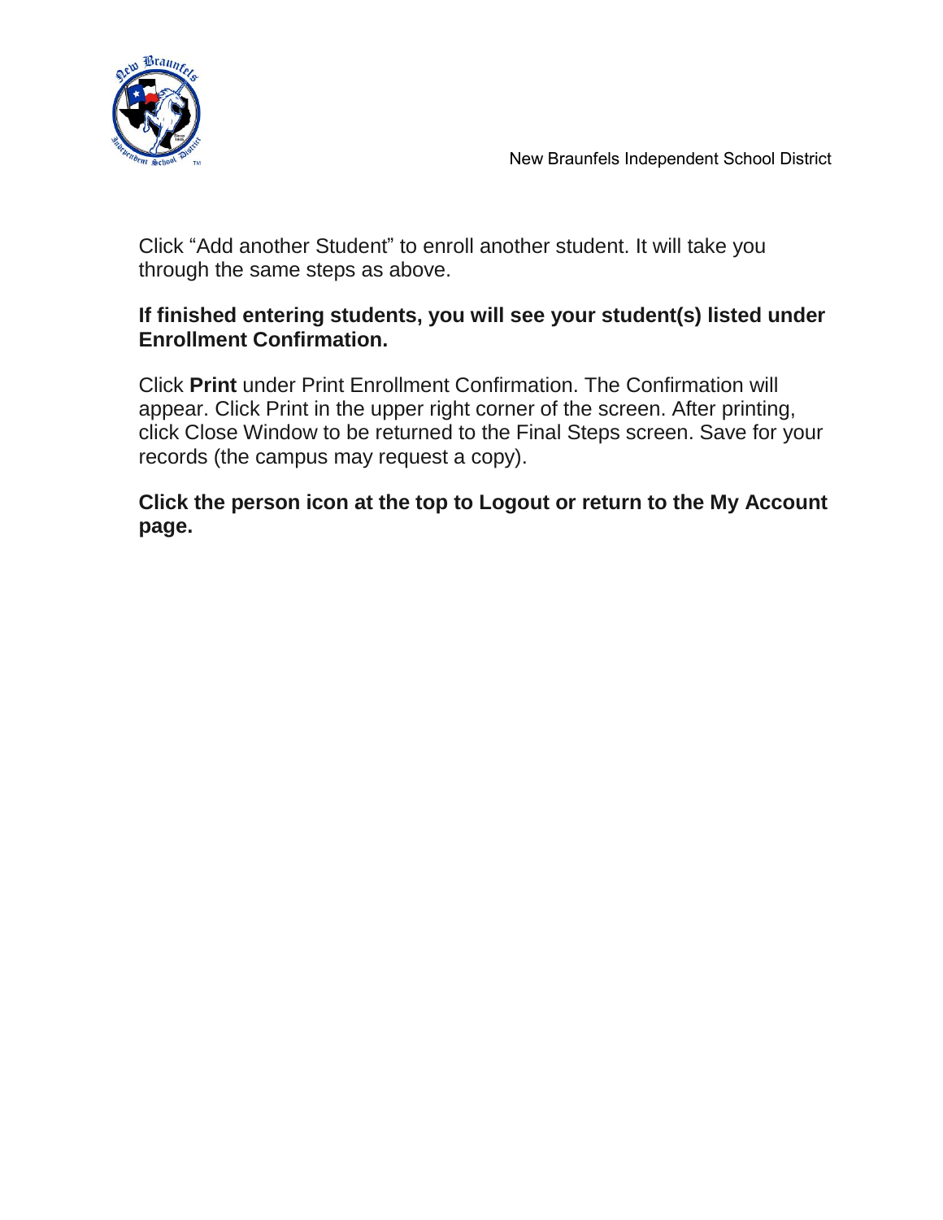Click “Add another Student” to enroll another student. It will take you through the same steps as above.

**If finished entering students, you will see your student(s) listed under Enrollment Confirmation.**

Click **Print** under Print Enrollment Confirmation. The Confirmation will appear. Click Print in the upper right corner of the screen. After printing, click Close Window to be returned to the Final Steps screen. Save for your records (the campus may request a copy).

**Click the person icon at the top to Logout or return to the My Account page.**